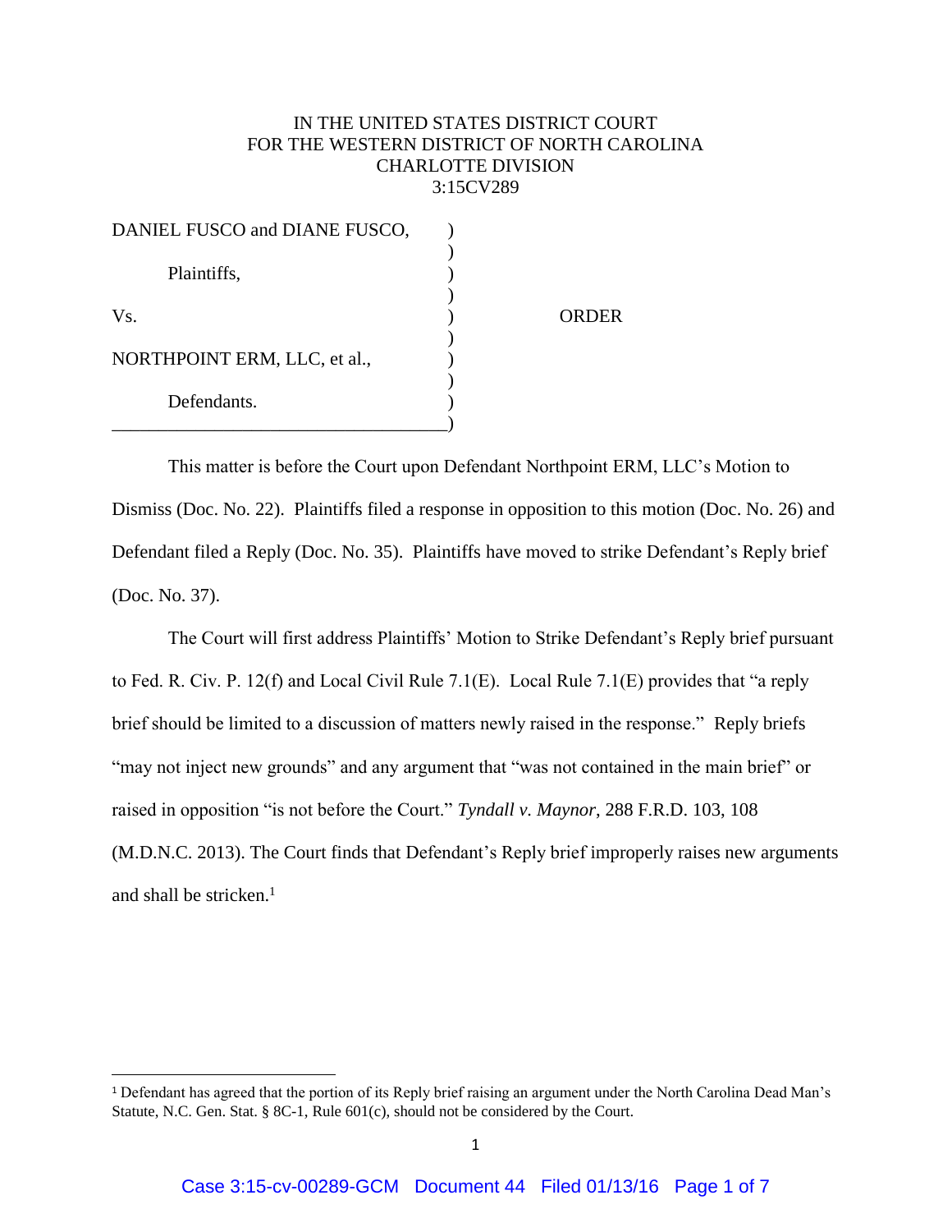IN THE UNITED STATES DISTRICT COURT
FOR THE WESTERN DISTRICT OF NORTH CAROLINA
CHARLOTTE DIVISION
3:15CV289

| | | |
|---|---|---|
| DANIEL FUSCO and DIANE FUSCO, | ) | |
| | ) | |
| Plaintiffs, | ) | |
| | ) | |
| Vs. | ) | ORDER |
| | ) | |
| NORTHPOINT ERM, LLC, et al., | ) | |
| | ) | |
| Defendants. | ) | |

This matter is before the Court upon Defendant Northpoint ERM, LLC's Motion to Dismiss (Doc. No. 22). Plaintiffs filed a response in opposition to this motion (Doc. No. 26) and Defendant filed a Reply (Doc. No. 35). Plaintiffs have moved to strike Defendant's Reply brief (Doc. No. 37).

The Court will first address Plaintiffs' Motion to Strike Defendant's Reply brief pursuant to Fed. R. Civ. P. 12(f) and Local Civil Rule 7.1(E). Local Rule 7.1(E) provides that "a reply brief should be limited to a discussion of matters newly raised in the response." Reply briefs "may not inject new grounds" and any argument that "was not contained in the main brief" or raised in opposition "is not before the Court." *Tyndall v. Maynor*, 288 F.R.D. 103, 108 (M.D.N.C. 2013). The Court finds that Defendant's Reply brief improperly raises new arguments and shall be stricken.[1]

[1] Defendant has agreed that the portion of its Reply brief raising an argument under the North Carolina Dead Man's Statute, N.C. Gen. Stat. § 8C-1, Rule 601(c), should not be considered by the Court.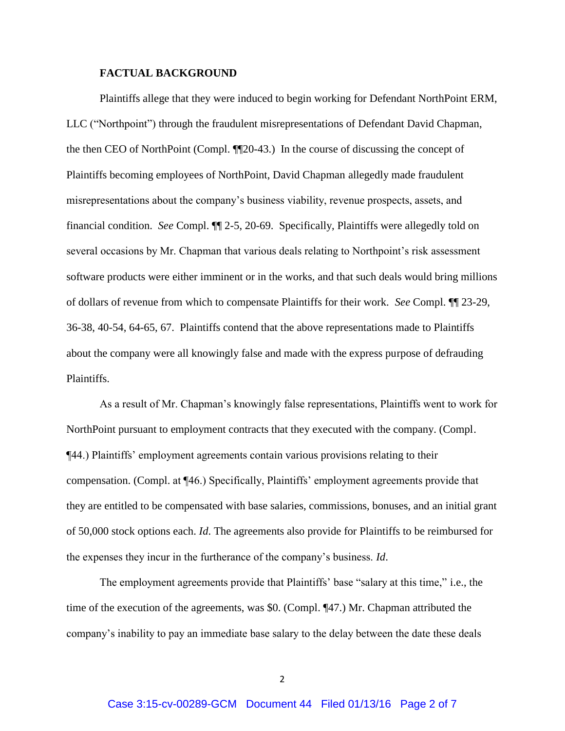**FACTUAL BACKGROUND**

Plaintiffs allege that they were induced to begin working for Defendant NorthPoint ERM, LLC ("Northpoint") through the fraudulent misrepresentations of Defendant David Chapman, the then CEO of NorthPoint (Compl. ¶¶20-43.) In the course of discussing the concept of Plaintiffs becoming employees of NorthPoint, David Chapman allegedly made fraudulent misrepresentations about the company's business viability, revenue prospects, assets, and financial condition. *See* Compl. ¶¶ 2-5, 20-69. Specifically, Plaintiffs were allegedly told on several occasions by Mr. Chapman that various deals relating to Northpoint's risk assessment software products were either imminent or in the works, and that such deals would bring millions of dollars of revenue from which to compensate Plaintiffs for their work. *See* Compl. ¶¶ 23-29, 36-38, 40-54, 64-65, 67. Plaintiffs contend that the above representations made to Plaintiffs about the company were all knowingly false and made with the express purpose of defrauding Plaintiffs.

As a result of Mr. Chapman's knowingly false representations, Plaintiffs went to work for NorthPoint pursuant to employment contracts that they executed with the company. (Compl. ¶44.) Plaintiffs' employment agreements contain various provisions relating to their compensation. (Compl. at ¶46.) Specifically, Plaintiffs' employment agreements provide that they are entitled to be compensated with base salaries, commissions, bonuses, and an initial grant of 50,000 stock options each. *Id*. The agreements also provide for Plaintiffs to be reimbursed for the expenses they incur in the furtherance of the company's business. *Id*.

The employment agreements provide that Plaintiffs' base "salary at this time," i.e., the time of the execution of the agreements, was $0. (Compl. ¶47.) Mr. Chapman attributed the company's inability to pay an immediate base salary to the delay between the date these deals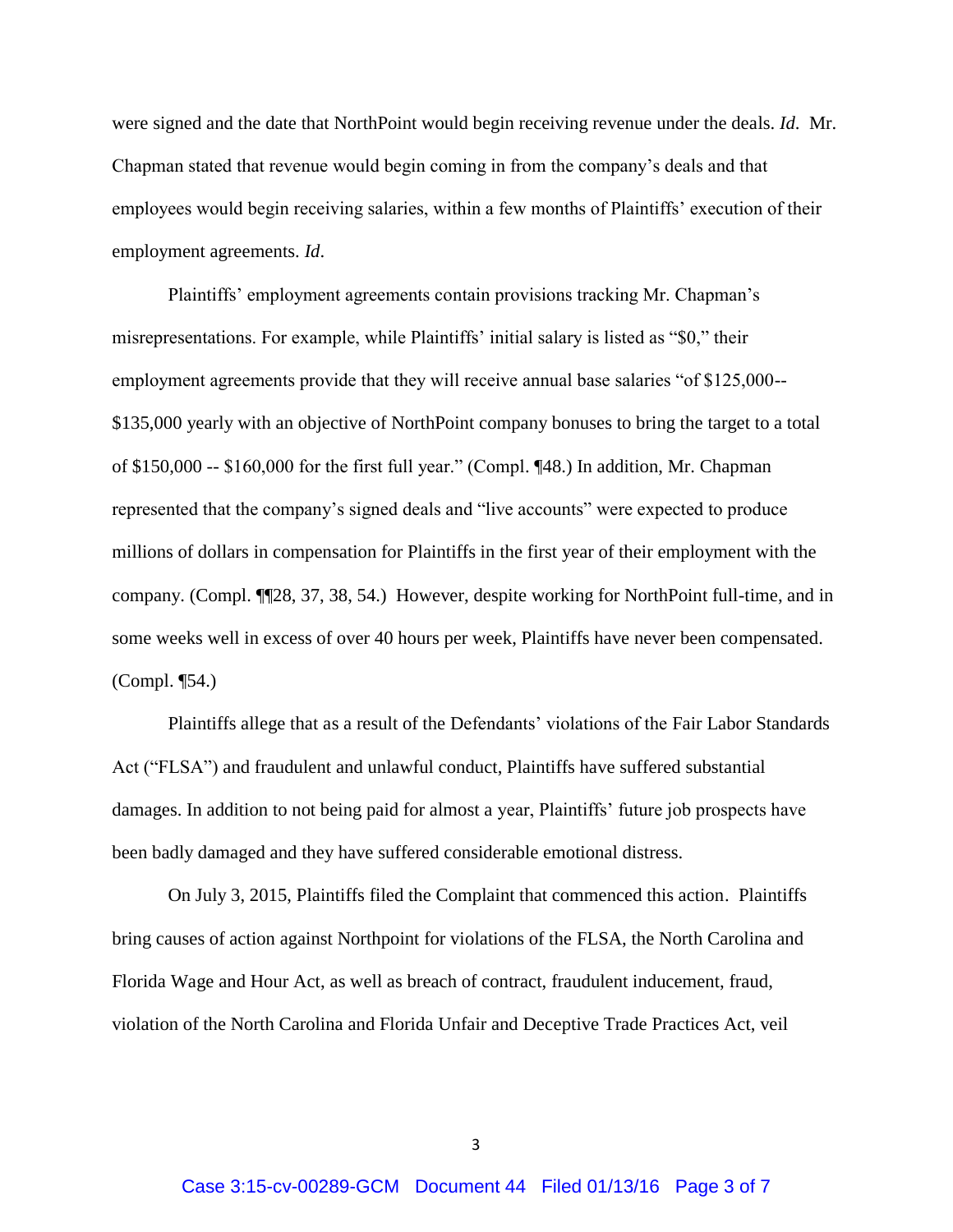were signed and the date that NorthPoint would begin receiving revenue under the deals. *Id.* Mr. Chapman stated that revenue would begin coming in from the company's deals and that employees would begin receiving salaries, within a few months of Plaintiffs' execution of their employment agreements. *Id*.

Plaintiffs' employment agreements contain provisions tracking Mr. Chapman's misrepresentations. For example, while Plaintiffs' initial salary is listed as "$0," their employment agreements provide that they will receive annual base salaries "of $125,000--$135,000 yearly with an objective of NorthPoint company bonuses to bring the target to a total of $150,000 -- $160,000 for the first full year." (Compl. ¶48.) In addition, Mr. Chapman represented that the company's signed deals and "live accounts" were expected to produce millions of dollars in compensation for Plaintiffs in the first year of their employment with the company. (Compl. ¶¶28, 37, 38, 54.) However, despite working for NorthPoint full-time, and in some weeks well in excess of over 40 hours per week, Plaintiffs have never been compensated. (Compl. ¶54.)

Plaintiffs allege that as a result of the Defendants' violations of the Fair Labor Standards Act ("FLSA") and fraudulent and unlawful conduct, Plaintiffs have suffered substantial damages. In addition to not being paid for almost a year, Plaintiffs' future job prospects have been badly damaged and they have suffered considerable emotional distress.

On July 3, 2015, Plaintiffs filed the Complaint that commenced this action. Plaintiffs bring causes of action against Northpoint for violations of the FLSA, the North Carolina and Florida Wage and Hour Act, as well as breach of contract, fraudulent inducement, fraud, violation of the North Carolina and Florida Unfair and Deceptive Trade Practices Act, veil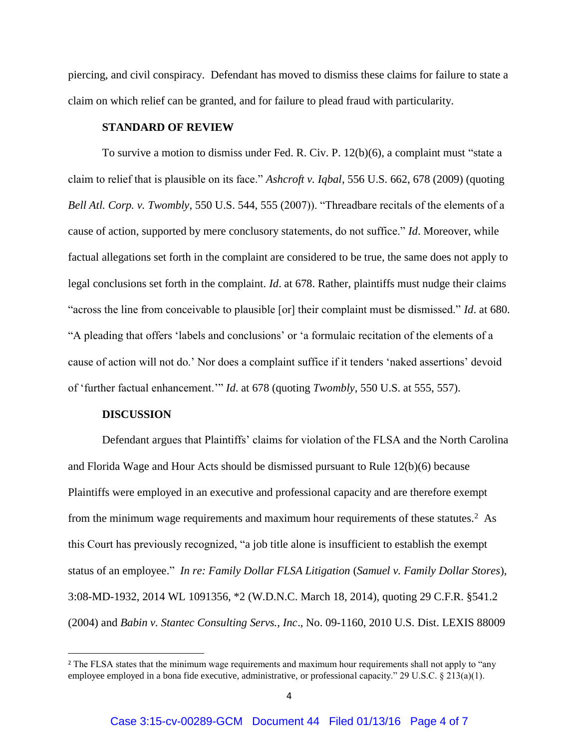piercing, and civil conspiracy. Defendant has moved to dismiss these claims for failure to state a claim on which relief can be granted, and for failure to plead fraud with particularity.

**STANDARD OF REVIEW**

To survive a motion to dismiss under Fed. R. Civ. P. 12(b)(6), a complaint must "state a claim to relief that is plausible on its face." *Ashcroft v. Iqbal*, 556 U.S. 662, 678 (2009) (quoting *Bell Atl. Corp. v. Twombly*, 550 U.S. 544, 555 (2007)). "Threadbare recitals of the elements of a cause of action, supported by mere conclusory statements, do not suffice." *Id*. Moreover, while factual allegations set forth in the complaint are considered to be true, the same does not apply to legal conclusions set forth in the complaint. *Id*. at 678. Rather, plaintiffs must nudge their claims "across the line from conceivable to plausible [or] their complaint must be dismissed." *Id*. at 680. "A pleading that offers 'labels and conclusions' or 'a formulaic recitation of the elements of a cause of action will not do.' Nor does a complaint suffice if it tenders 'naked assertions' devoid of 'further factual enhancement.'" *Id*. at 678 (quoting *Twombly*, 550 U.S. at 555, 557).

**DISCUSSION**

Defendant argues that Plaintiffs' claims for violation of the FLSA and the North Carolina and Florida Wage and Hour Acts should be dismissed pursuant to Rule 12(b)(6) because Plaintiffs were employed in an executive and professional capacity and are therefore exempt from the minimum wage requirements and maximum hour requirements of these statutes.[2] As this Court has previously recognized, "a job title alone is insufficient to establish the exempt status of an employee." *In re: Family Dollar FLSA Litigation* (*Samuel v. Family Dollar Stores*), 3:08-MD-1932, 2014 WL 1091356, *2 (W.D.N.C. March 18, 2014), quoting 29 C.F.R. §541.2 (2004) and *Babin v. Stantec Consulting Servs., Inc*., No. 09-1160, 2010 U.S. Dist. LEXIS 88009

[2] The FLSA states that the minimum wage requirements and maximum hour requirements shall not apply to "any employee employed in a bona fide executive, administrative, or professional capacity." 29 U.S.C. § 213(a)(1).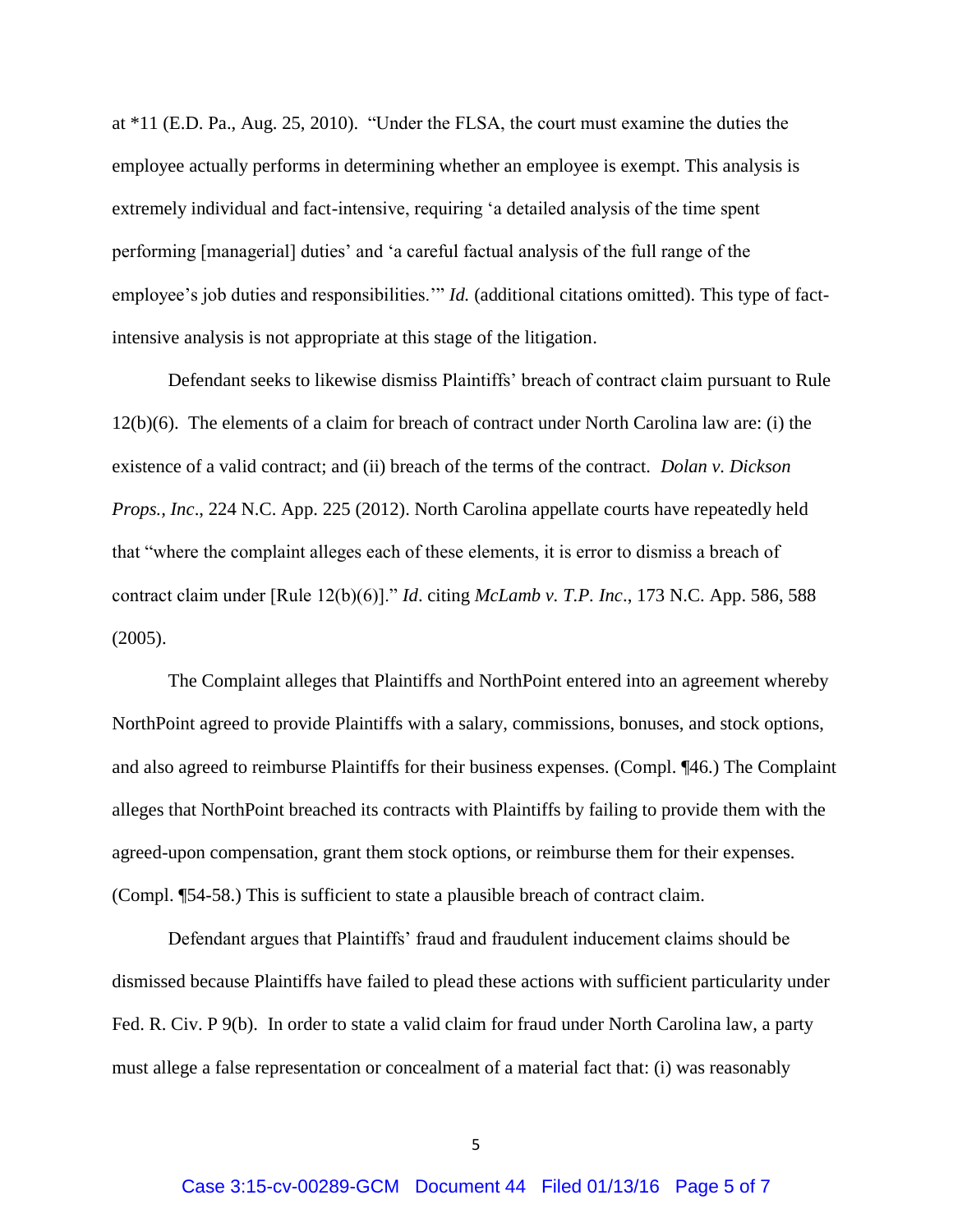at *11 (E.D. Pa., Aug. 25, 2010). "Under the FLSA, the court must examine the duties the employee actually performs in determining whether an employee is exempt. This analysis is extremely individual and fact-intensive, requiring 'a detailed analysis of the time spent performing [managerial] duties' and 'a careful factual analysis of the full range of the employee's job duties and responsibilities.'" *Id.* (additional citations omitted). This type of fact-intensive analysis is not appropriate at this stage of the litigation.

Defendant seeks to likewise dismiss Plaintiffs' breach of contract claim pursuant to Rule 12(b)(6). The elements of a claim for breach of contract under North Carolina law are: (i) the existence of a valid contract; and (ii) breach of the terms of the contract. *Dolan v. Dickson Props., Inc*., 224 N.C. App. 225 (2012). North Carolina appellate courts have repeatedly held that "where the complaint alleges each of these elements, it is error to dismiss a breach of contract claim under [Rule 12(b)(6)]." *Id*. citing *McLamb v. T.P. Inc*., 173 N.C. App. 586, 588 (2005).

The Complaint alleges that Plaintiffs and NorthPoint entered into an agreement whereby NorthPoint agreed to provide Plaintiffs with a salary, commissions, bonuses, and stock options, and also agreed to reimburse Plaintiffs for their business expenses. (Compl. ¶46.) The Complaint alleges that NorthPoint breached its contracts with Plaintiffs by failing to provide them with the agreed-upon compensation, grant them stock options, or reimburse them for their expenses. (Compl. ¶54-58.) This is sufficient to state a plausible breach of contract claim.

Defendant argues that Plaintiffs' fraud and fraudulent inducement claims should be dismissed because Plaintiffs have failed to plead these actions with sufficient particularity under Fed. R. Civ. P 9(b). In order to state a valid claim for fraud under North Carolina law, a party must allege a false representation or concealment of a material fact that: (i) was reasonably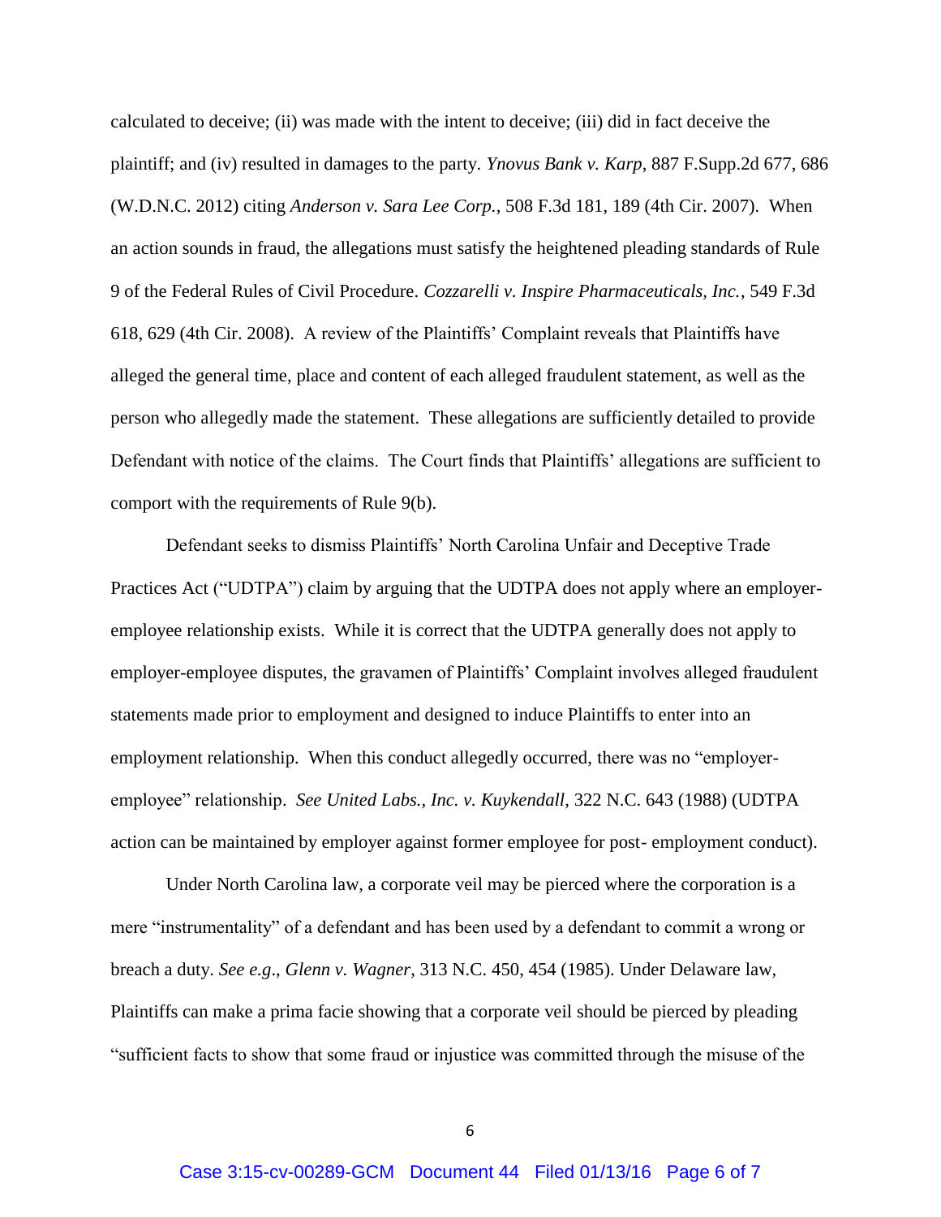calculated to deceive; (ii) was made with the intent to deceive; (iii) did in fact deceive the plaintiff; and (iv) resulted in damages to the party. *Ynovus Bank v. Karp*, 887 F.Supp.2d 677, 686 (W.D.N.C. 2012) citing *Anderson v. Sara Lee Corp.*, 508 F.3d 181, 189 (4th Cir. 2007). When an action sounds in fraud, the allegations must satisfy the heightened pleading standards of Rule 9 of the Federal Rules of Civil Procedure. *Cozzarelli v. Inspire Pharmaceuticals, Inc.*, 549 F.3d 618, 629 (4th Cir. 2008). A review of the Plaintiffs' Complaint reveals that Plaintiffs have alleged the general time, place and content of each alleged fraudulent statement, as well as the person who allegedly made the statement. These allegations are sufficiently detailed to provide Defendant with notice of the claims. The Court finds that Plaintiffs' allegations are sufficient to comport with the requirements of Rule 9(b).

Defendant seeks to dismiss Plaintiffs' North Carolina Unfair and Deceptive Trade Practices Act ("UDTPA") claim by arguing that the UDTPA does not apply where an employer-employee relationship exists. While it is correct that the UDTPA generally does not apply to employer-employee disputes, the gravamen of Plaintiffs' Complaint involves alleged fraudulent statements made prior to employment and designed to induce Plaintiffs to enter into an employment relationship. When this conduct allegedly occurred, there was no "employer-employee" relationship. *See United Labs., Inc. v. Kuykendall*, 322 N.C. 643 (1988) (UDTPA action can be maintained by employer against former employee for post- employment conduct).

Under North Carolina law, a corporate veil may be pierced where the corporation is a mere "instrumentality" of a defendant and has been used by a defendant to commit a wrong or breach a duty. *See e.g*., *Glenn v. Wagner*, 313 N.C. 450, 454 (1985). Under Delaware law, Plaintiffs can make a prima facie showing that a corporate veil should be pierced by pleading "sufficient facts to show that some fraud or injustice was committed through the misuse of the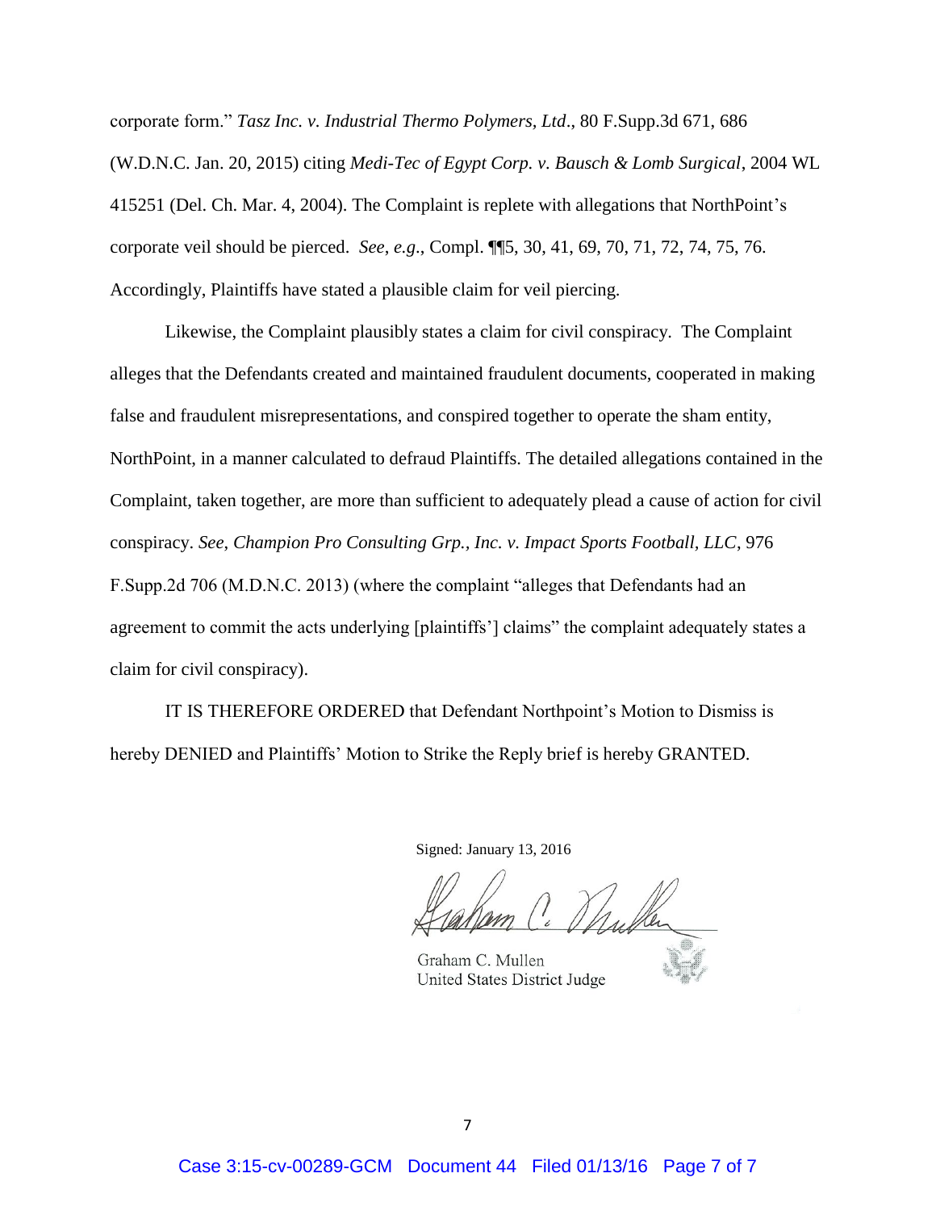corporate form." *Tasz Inc. v. Industrial Thermo Polymers, Ltd*., 80 F.Supp.3d 671, 686 (W.D.N.C. Jan. 20, 2015) citing *Medi-Tec of Egypt Corp. v. Bausch & Lomb Surgical*, 2004 WL 415251 (Del. Ch. Mar. 4, 2004). The Complaint is replete with allegations that NorthPoint's corporate veil should be pierced. *See, e.g.*, Compl. ¶¶5, 30, 41, 69, 70, 71, 72, 74, 75, 76. Accordingly, Plaintiffs have stated a plausible claim for veil piercing.

Likewise, the Complaint plausibly states a claim for civil conspiracy. The Complaint alleges that the Defendants created and maintained fraudulent documents, cooperated in making false and fraudulent misrepresentations, and conspired together to operate the sham entity, NorthPoint, in a manner calculated to defraud Plaintiffs. The detailed allegations contained in the Complaint, taken together, are more than sufficient to adequately plead a cause of action for civil conspiracy. *See, Champion Pro Consulting Grp., Inc. v. Impact Sports Football, LLC*, 976 F.Supp.2d 706 (M.D.N.C. 2013) (where the complaint "alleges that Defendants had an agreement to commit the acts underlying [plaintiffs'] claims" the complaint adequately states a claim for civil conspiracy).

IT IS THEREFORE ORDERED that Defendant Northpoint's Motion to Dismiss is hereby DENIED and Plaintiffs' Motion to Strike the Reply brief is hereby GRANTED.

Signed: January 13, 2016

Graham C. Mullen
United States District Judge